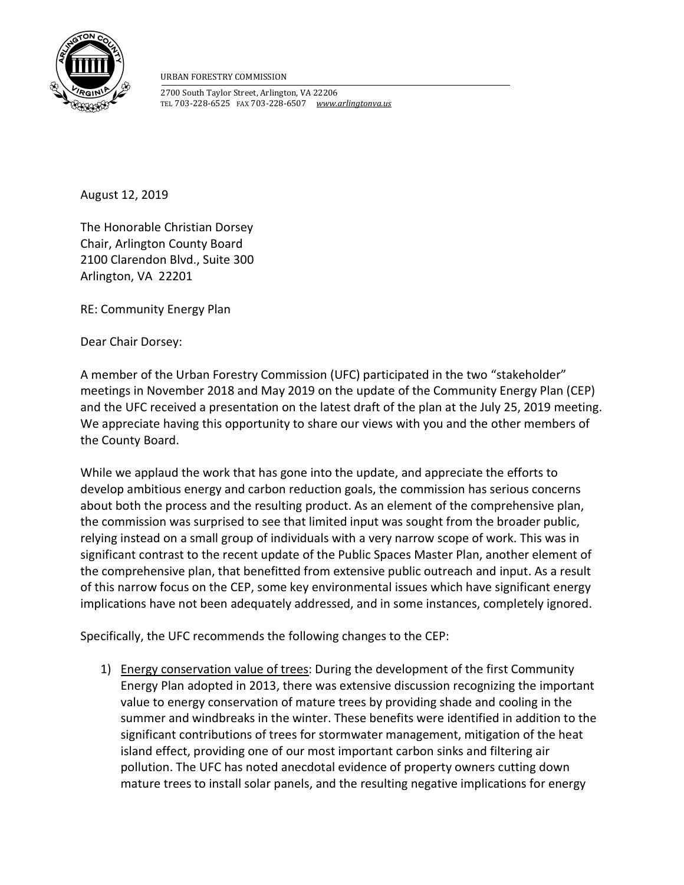URBAN FORESTRY COMMISSION

2700 South Taylor Street, Arlington, VA 22206
TEL 703-228-6525 FAX 703-228-6507 *www.arlingtonva.us*

August 12, 2019

The Honorable Christian Dorsey
Chair, Arlington County Board
2100 Clarendon Blvd., Suite 300
Arlington, VA 22201

RE: Community Energy Plan

Dear Chair Dorsey:

A member of the Urban Forestry Commission (UFC) participated in the two "stakeholder" meetings in November 2018 and May 2019 on the update of the Community Energy Plan (CEP) and the UFC received a presentation on the latest draft of the plan at the July 25, 2019 meeting. We appreciate having this opportunity to share our views with you and the other members of the County Board.

While we applaud the work that has gone into the update, and appreciate the efforts to develop ambitious energy and carbon reduction goals, the commission has serious concerns about both the process and the resulting product. As an element of the comprehensive plan, the commission was surprised to see that limited input was sought from the broader public, relying instead on a small group of individuals with a very narrow scope of work. This was in significant contrast to the recent update of the Public Spaces Master Plan, another element of the comprehensive plan, that benefitted from extensive public outreach and input. As a result of this narrow focus on the CEP, some key environmental issues which have significant energy implications have not been adequately addressed, and in some instances, completely ignored.

Specifically, the UFC recommends the following changes to the CEP:

1) <u>Energy conservation value of trees</u>: During the development of the first Community Energy Plan adopted in 2013, there was extensive discussion recognizing the important value to energy conservation of mature trees by providing shade and cooling in the summer and windbreaks in the winter. These benefits were identified in addition to the significant contributions of trees for stormwater management, mitigation of the heat island effect, providing one of our most important carbon sinks and filtering air pollution. The UFC has noted anecdotal evidence of property owners cutting down mature trees to install solar panels, and the resulting negative implications for energy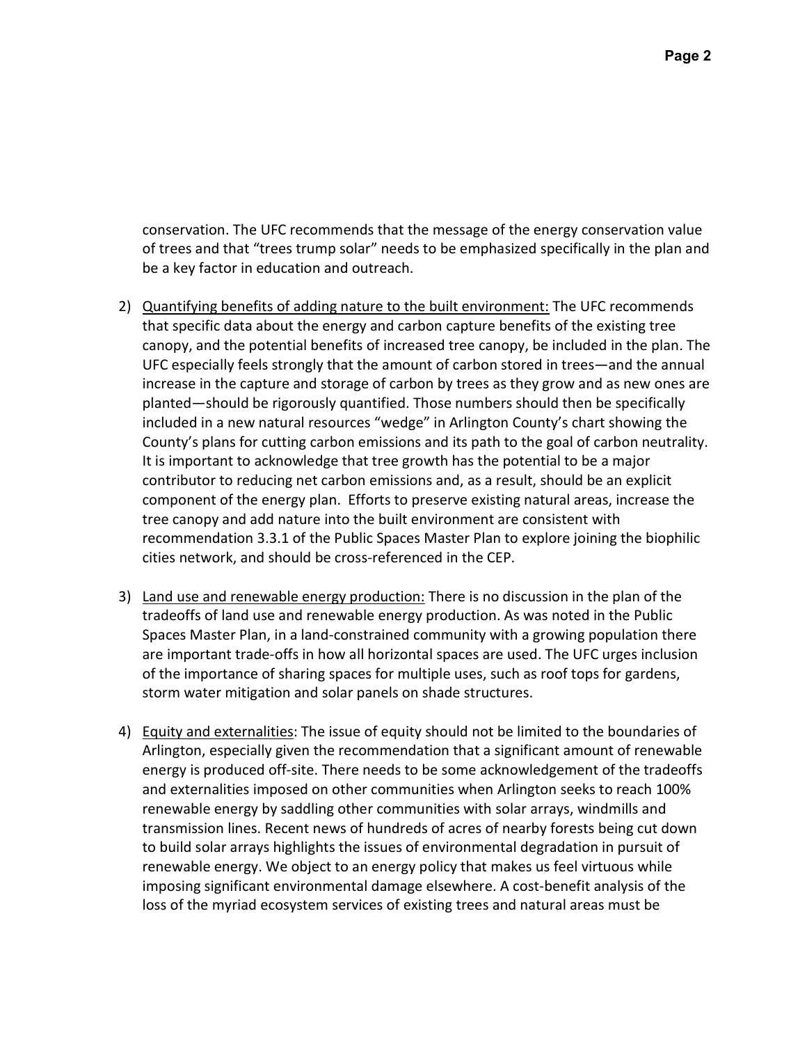conservation. The UFC recommends that the message of the energy conservation value of trees and that "trees trump solar" needs to be emphasized specifically in the plan and be a key factor in education and outreach.

2) <u>Quantifying benefits of adding nature to the built environment:</u> The UFC recommends that specific data about the energy and carbon capture benefits of the existing tree canopy, and the potential benefits of increased tree canopy, be included in the plan. The UFC especially feels strongly that the amount of carbon stored in trees—and the annual increase in the capture and storage of carbon by trees as they grow and as new ones are planted—should be rigorously quantified. Those numbers should then be specifically included in a new natural resources "wedge" in Arlington County's chart showing the County's plans for cutting carbon emissions and its path to the goal of carbon neutrality. It is important to acknowledge that tree growth has the potential to be a major contributor to reducing net carbon emissions and, as a result, should be an explicit component of the energy plan. Efforts to preserve existing natural areas, increase the tree canopy and add nature into the built environment are consistent with recommendation 3.3.1 of the Public Spaces Master Plan to explore joining the biophilic cities network, and should be cross-referenced in the CEP.

3) <u>Land use and renewable energy production:</u> There is no discussion in the plan of the tradeoffs of land use and renewable energy production. As was noted in the Public Spaces Master Plan, in a land-constrained community with a growing population there are important trade-offs in how all horizontal spaces are used. The UFC urges inclusion of the importance of sharing spaces for multiple uses, such as roof tops for gardens, storm water mitigation and solar panels on shade structures.

4) <u>Equity and externalities</u>: The issue of equity should not be limited to the boundaries of Arlington, especially given the recommendation that a significant amount of renewable energy is produced off-site. There needs to be some acknowledgement of the tradeoffs and externalities imposed on other communities when Arlington seeks to reach 100% renewable energy by saddling other communities with solar arrays, windmills and transmission lines. Recent news of hundreds of acres of nearby forests being cut down to build solar arrays highlights the issues of environmental degradation in pursuit of renewable energy. We object to an energy policy that makes us feel virtuous while imposing significant environmental damage elsewhere. A cost-benefit analysis of the loss of the myriad ecosystem services of existing trees and natural areas must be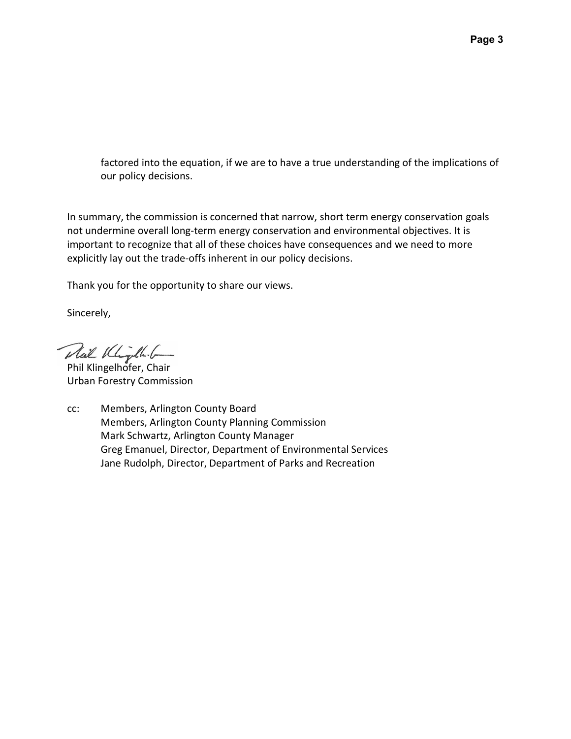factored into the equation, if we are to have a true understanding of the implications of our policy decisions.

In summary, the commission is concerned that narrow, short term energy conservation goals not undermine overall long-term energy conservation and environmental objectives. It is important to recognize that all of these choices have consequences and we need to more explicitly lay out the trade-offs inherent in our policy decisions.

Thank you for the opportunity to share our views.

Sincerely,

Phil Klingelhofer, Chair
Urban Forestry Commission

cc: Members, Arlington County Board
Members, Arlington County Planning Commission
Mark Schwartz, Arlington County Manager
Greg Emanuel, Director, Department of Environmental Services
Jane Rudolph, Director, Department of Parks and Recreation